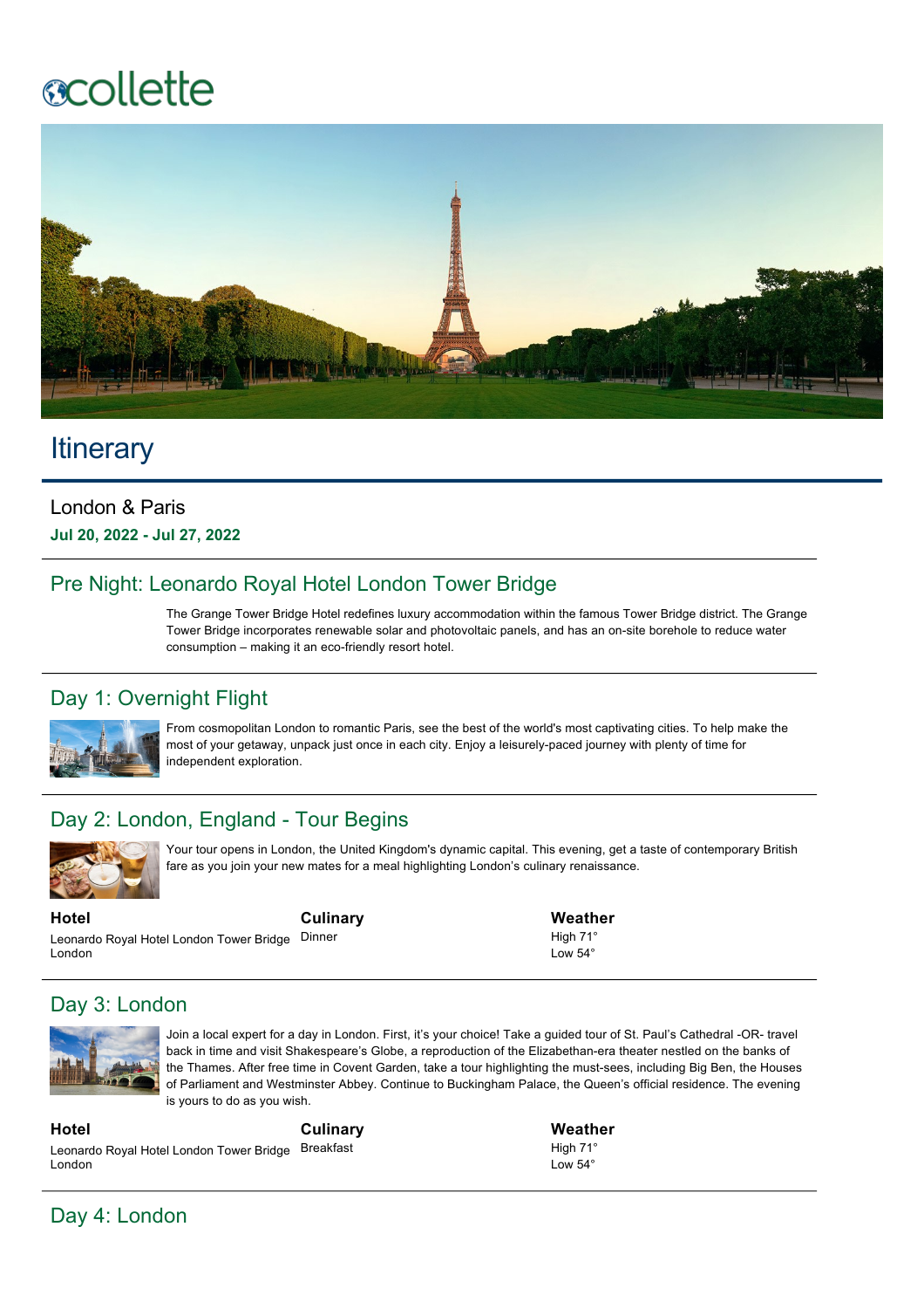collette

# Itinerary

## London & Paris

**Jul 20, 2022 - Jul 27, 2022**

## Pre Night: Leonardo Royal Hotel London Tower Bridge

The Grange Tower Bridge Hotel redefines luxury accommodation within the famous Tower Bridge district. The Grange Tower Bridge incorporates renewable solar and photovoltaic panels, and has an on-site borehole to reduce water consumption – making it an eco-friendly resort hotel.

## Day 1: Overnight Flight

From cosmopolitan London to romantic Paris, see the best of the world's most captivating cities. To help make the most of your getaway, unpack just once in each city. Enjoy a leisurely-paced journey with plenty of time for independent exploration.

## Day 2: London, England - Tour Begins

Your tour opens in London, the United Kingdom's dynamic capital. This evening, get a taste of contemporary British fare as you join your new mates for a meal highlighting London's culinary renaissance.

| Hotel | Culinary | Weather |
| --- | --- | --- |
| Leonardo Royal Hotel London Tower Bridge London | Dinner | High 71° Low 54° |

## Day 3: London

Join a local expert for a day in London. First, it's your choice! Take a guided tour of St. Paul's Cathedral -OR- travel back in time and visit Shakespeare's Globe, a reproduction of the Elizabethan-era theater nestled on the banks of the Thames. After free time in Covent Garden, take a tour highlighting the must-sees, including Big Ben, the Houses of Parliament and Westminster Abbey. Continue to Buckingham Palace, the Queen's official residence. The evening is yours to do as you wish.

| Hotel | Culinary | Weather |
| --- | --- | --- |
| Leonardo Royal Hotel London Tower Bridge London | Breakfast | High 71° Low 54° |

## Day 4: London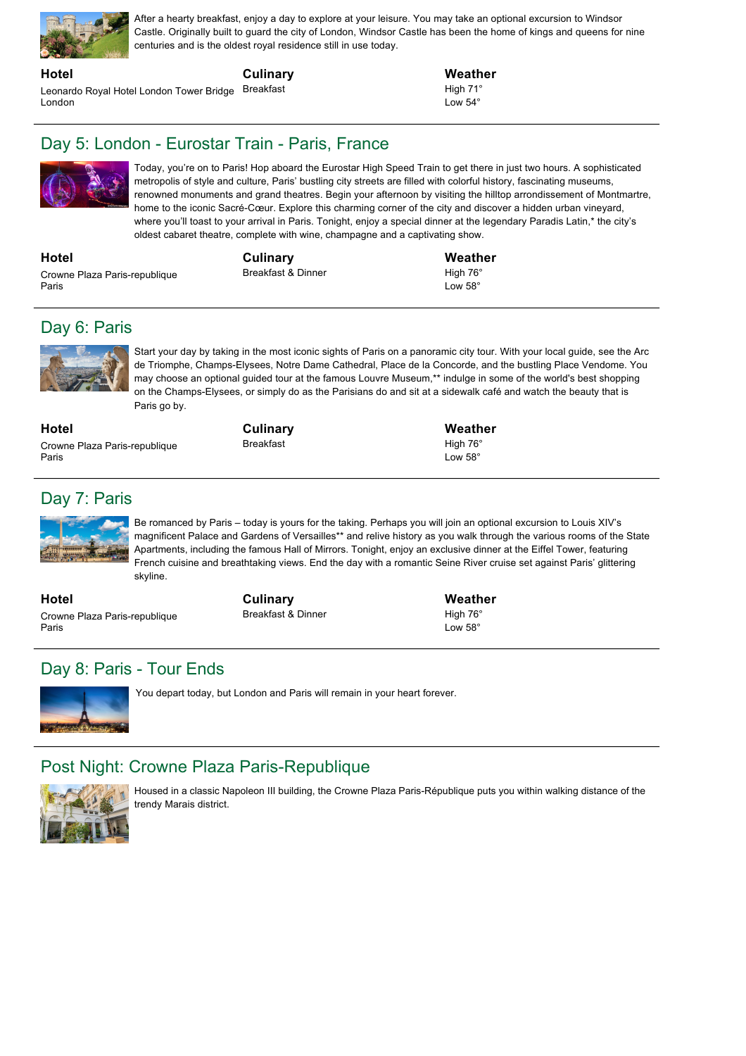After a hearty breakfast, enjoy a day to explore at your leisure. You may take an optional excursion to Windsor Castle. Originally built to guard the city of London, Windsor Castle has been the home of kings and queens for nine centuries and is the oldest royal residence still in use today.

| Hotel | Culinary | Weather |
| --- | --- | --- |
| Leonardo Royal Hotel London Tower Bridge London | Breakfast | High 71° Low 54° |

## Day 5: London - Eurostar Train - Paris, France

Today, you're on to Paris! Hop aboard the Eurostar High Speed Train to get there in just two hours. A sophisticated metropolis of style and culture, Paris' bustling city streets are filled with colorful history, fascinating museums, renowned monuments and grand theatres. Begin your afternoon by visiting the hilltop arrondissement of Montmartre, home to the iconic Sacré-Cœur. Explore this charming corner of the city and discover a hidden urban vineyard, where you'll toast to your arrival in Paris. Tonight, enjoy a special dinner at the legendary Paradis Latin,* the city's oldest cabaret theatre, complete with wine, champagne and a captivating show.

| Hotel | Culinary | Weather |
| --- | --- | --- |
| Crowne Plaza Paris-republique Paris | Breakfast & Dinner | High 76° Low 58° |

## Day 6: Paris

Start your day by taking in the most iconic sights of Paris on a panoramic city tour. With your local guide, see the Arc de Triomphe, Champs-Elysees, Notre Dame Cathedral, Place de la Concorde, and the bustling Place Vendome. You may choose an optional guided tour at the famous Louvre Museum,** indulge in some of the world's best shopping on the Champs-Elysees, or simply do as the Parisians do and sit at a sidewalk café and watch the beauty that is Paris go by.

| Hotel | Culinary | Weather |
| --- | --- | --- |
| Crowne Plaza Paris-republique Paris | Breakfast | High 76° Low 58° |

## Day 7: Paris

Be romanced by Paris – today is yours for the taking. Perhaps you will join an optional excursion to Louis XIV's magnificent Palace and Gardens of Versailles** and relive history as you walk through the various rooms of the State Apartments, including the famous Hall of Mirrors. Tonight, enjoy an exclusive dinner at the Eiffel Tower, featuring French cuisine and breathtaking views. End the day with a romantic Seine River cruise set against Paris' glittering skyline.

| Hotel | Culinary | Weather |
| --- | --- | --- |
| Crowne Plaza Paris-republique Paris | Breakfast & Dinner | High 76° Low 58° |

## Day 8: Paris - Tour Ends

You depart today, but London and Paris will remain in your heart forever.

## Post Night: Crowne Plaza Paris-Republique

Housed in a classic Napoleon III building, the Crowne Plaza Paris-République puts you within walking distance of the trendy Marais district.